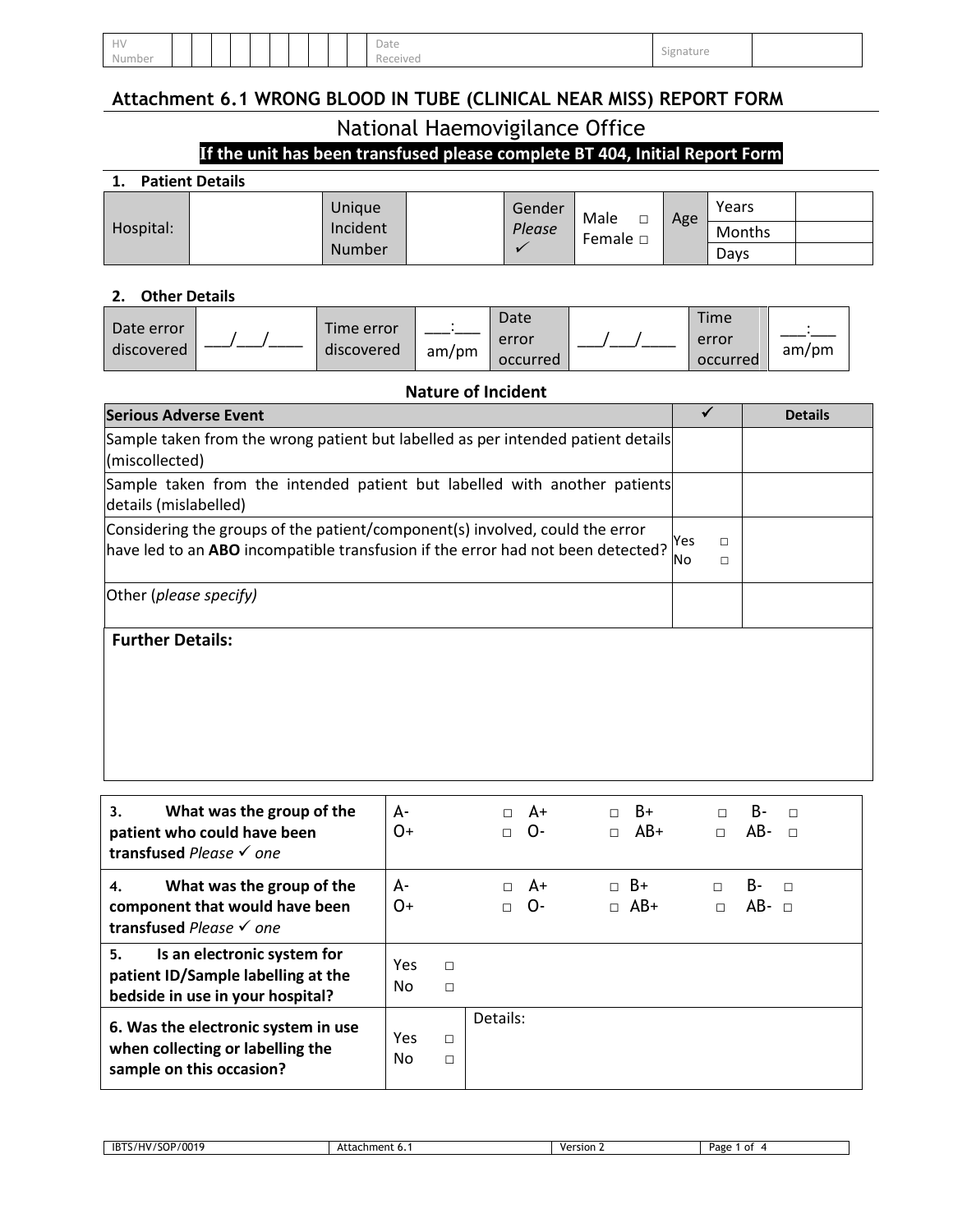| HV Number | | | | | | | | | | Date Received | | Signature | |
|---|---|---|---|---|---|---|---|---|---|---|---|---|---|

## Attachment 6.1 WRONG BLOOD IN TUBE (CLINICAL NEAR MISS) REPORT FORM

### National Haemovigilance Office

**If the unit has been transfused please complete BT 404, Initial Report Form**

**1. Patient Details**

| Hospital: | | Unique Incident Number | | Gender *Please* ✓ | Male □ Female □ | Age | Years | |
|---|---|---|---|---|---|---|---|---|
| | | | | | | | Months | |
| | | | | | | | Days | |

**2. Other Details**

| Date error discovered | \_\_\_/\_\_\_/\_\_\_\_ | Time error discovered | \_\_\_:\_\_\_ am/pm | Date error occurred | \_\_\_/\_\_\_/\_\_\_\_ | Time error occurred | \_\_\_:\_\_\_ am/pm |
|---|---|---|---|---|---|---|---|

**Nature of Incident**

| **Serious Adverse Event** | ✓ | **Details** |
|---|---|---|
| Sample taken from the wrong patient but labelled as per intended patient details (miscollected) | | |
| Sample taken from the intended patient but labelled with another patients details (mislabelled) | | |
| Considering the groups of the patient/component(s) involved, could the error have led to an **ABO** incompatible transfusion if the error had not been detected? | Yes □ No □ | |
| Other (*please specify)* | | |

**Further Details:**

| | | |
|---|---|---|
| **3. What was the group of the patient who could have been transfused** *Please* ✓ *one* | A- □ A+ □ B+ □ B- □ O+ □ O- □ AB+ □ AB- □ | |
| **4. What was the group of the component that would have been transfused** *Please* ✓ *one* | A- □ A+ □ B+ □ B- □ O+ □ O- □ AB+ □ AB- □ | |
| **5. Is an electronic system for patient ID/Sample labelling at the bedside in use in your hospital?** | Yes □ No □ | |
| **6. Was the electronic system in use when collecting or labelling the sample on this occasion?** | Yes □ No □ | Details: |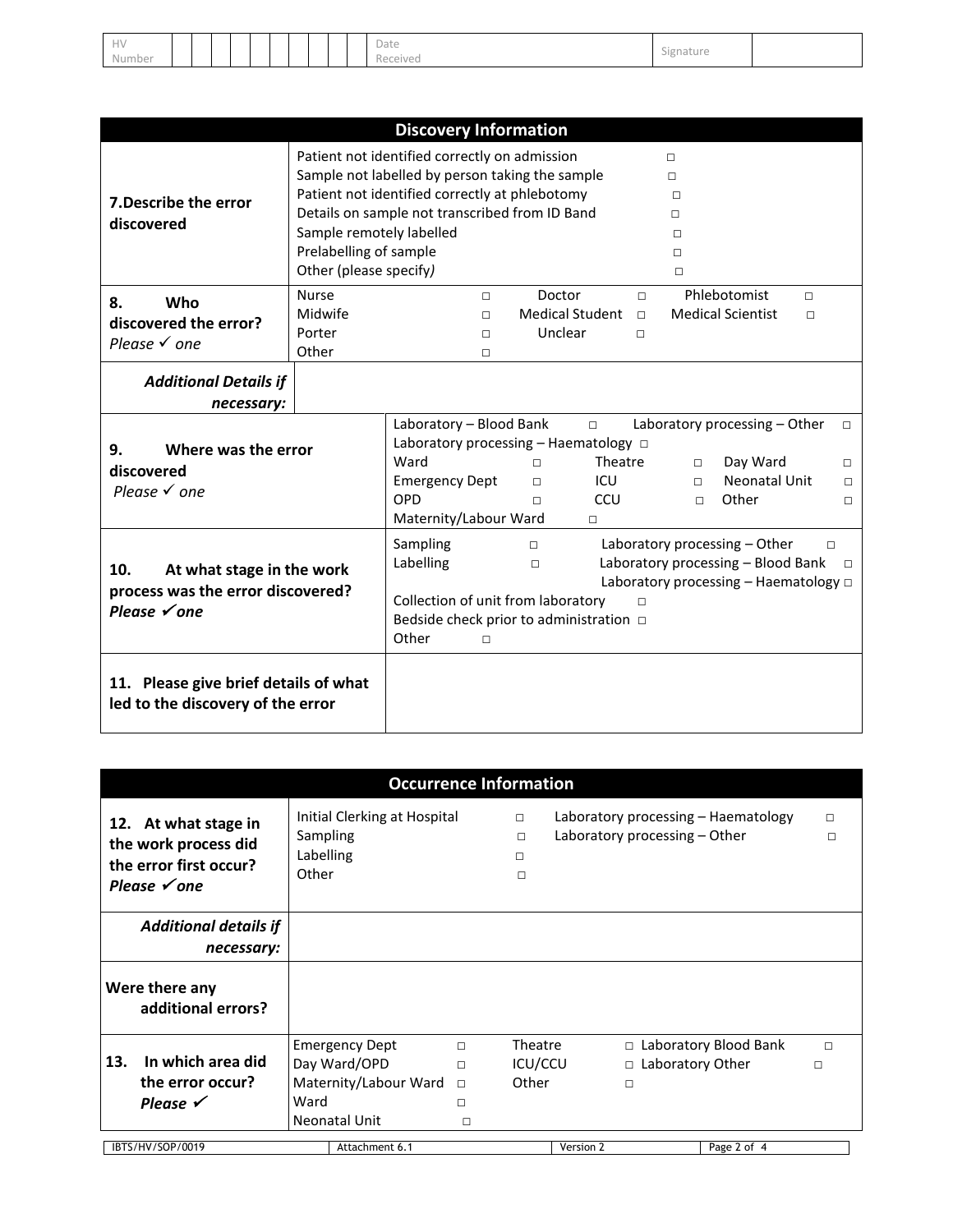| HV Number | | | | | | | | | | Date Received | | Signature | |
|---|---|---|---|---|---|---|---|---|---|---|---|---|---|

| Discovery Information | |
|---|---|
| **7.Describe the error discovered** | Patient not identified correctly on admission □<br>Sample not labelled by person taking the sample □<br>Patient not identified correctly at phlebotomy □<br>Details on sample not transcribed from ID Band □<br>Sample remotely labelled □<br>Prelabelling of sample □<br>Other (please specify) □ |
| **8. Who discovered the error?** *Please ✓ one* | Nurse □ Doctor □ Phlebotomist □<br>Midwife □ Medical Student □ Medical Scientist □<br>Porter □ Unclear □<br>Other □ |
| ***Additional Details if necessary:*** | |
| **9. Where was the error discovered** *Please ✓ one* | Laboratory – Blood Bank □ Laboratory processing – Other □<br>Laboratory processing – Haematology □<br>Ward □ Theatre □ Day Ward □<br>Emergency Dept □ ICU □ Neonatal Unit □<br>OPD □ CCU □ Other □<br>Maternity/Labour Ward □ |
| **10. At what stage in the work process was the error discovered?** ***Please ✓one*** | Sampling □ Laboratory processing – Other □<br>Labelling □ Laboratory processing – Blood Bank □<br>Laboratory processing – Haematology □<br>Collection of unit from laboratory □<br>Bedside check prior to administration □<br>Other □ |
| **11. Please give brief details of what led to the discovery of the error** | |

| Occurrence Information | |
|---|---|
| **12. At what stage in the work process did the error first occur?** ***Please ✓one*** | Initial Clerking at Hospital □ Laboratory processing – Haematology □<br>Sampling □ Laboratory processing – Other □<br>Labelling □<br>Other □ |
| ***Additional details if necessary:*** | |
| **Were there any additional errors?** | |
| **13. In which area did the error occur?** ***Please ✓*** | Emergency Dept □ Theatre □ Laboratory Blood Bank □<br>Day Ward/OPD □ ICU/CCU □ Laboratory Other □<br>Maternity/Labour Ward □ Other □<br>Ward □<br>Neonatal Unit □ |

| IBTS/HV/SOP/0019 | Attachment 6.1 | Version 2 |
|---|---|---|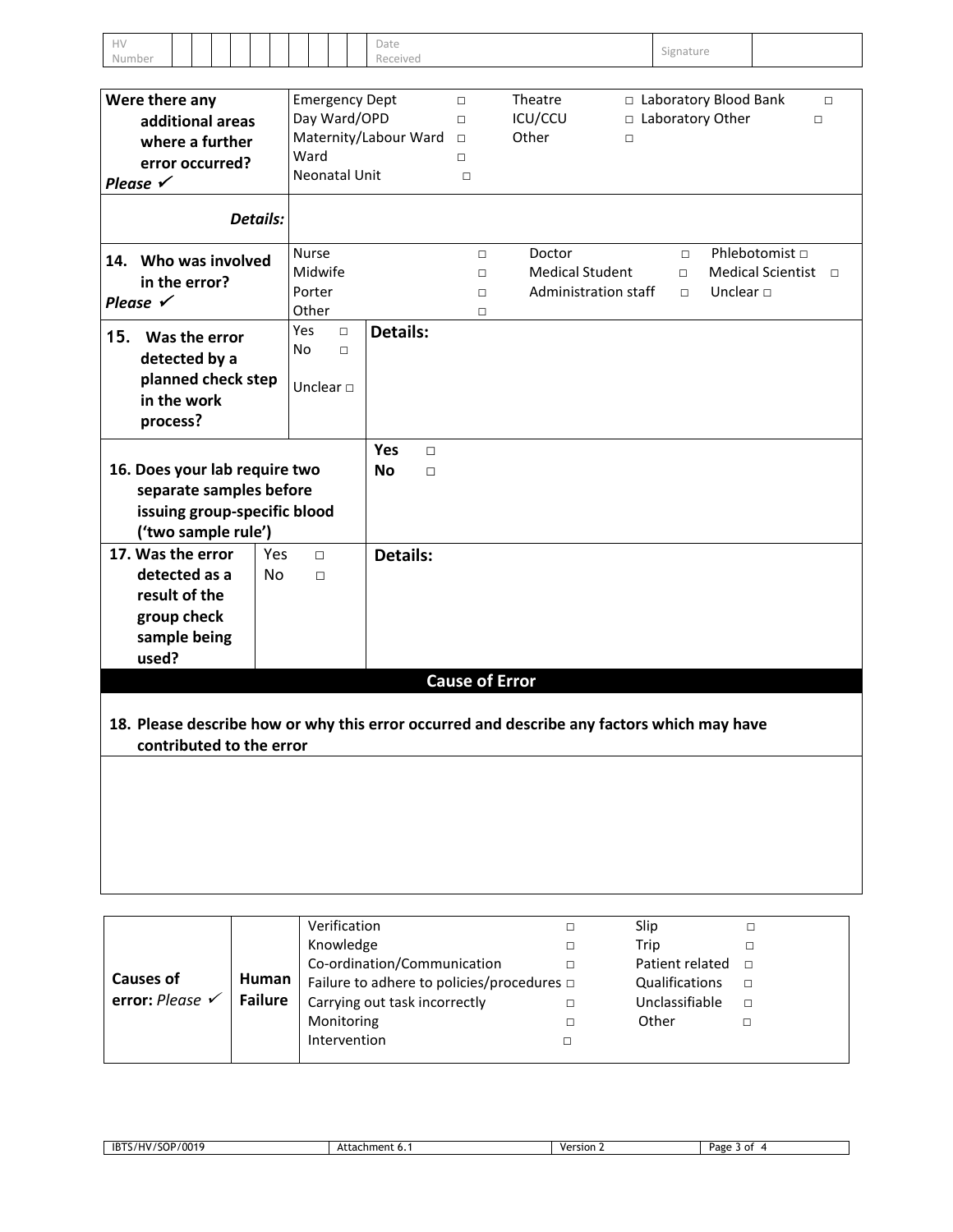| HV Number | | | | | | | | | | Date Received | | Signature | |
|---|---|---|---|---|---|---|---|---|---|---|---|---|---|

| **Were there any additional areas where a further error occurred?** *Please ✓* | Emergency Dept □<br>Day Ward/OPD □<br>Maternity/Labour Ward □<br>Ward □<br>Neonatal Unit □ | Theatre □<br>ICU/CCU □<br>Other □ | Laboratory Blood Bank □<br>Laboratory Other □ |
|---|---|---|---|
| ***Details:*** | | | |

| **14. Who was involved in the error?** *Please ✓* | Nurse □<br>Midwife □<br>Porter □<br>Other □ | Doctor □<br>Medical Student □<br>Administration staff □ | Phlebotomist □<br>Medical Scientist □<br>Unclear □ |
|---|---|---|---|

| **15. Was the error detected by a planned check step in the work process?** | Yes □<br>No □<br>Unclear □ | **Details:** |
|---|---|---|

| **16. Does your lab require two separate samples before issuing group-specific blood ('two sample rule')** | **Yes** □<br>**No** □ |
|---|---|

| **17. Was the error detected as a result of the group check sample being used?** | Yes □<br>No □ | **Details:** |
|---|---|---|

## Cause of Error

**18. Please describe how or why this error occurred and describe any factors which may have contributed to the error**

| **Causes of error:** *Please ✓* | **Human Failure** | Verification □<br>Knowledge □<br>Co-ordination/Communication □<br>Failure to adhere to policies/procedures □<br>Carrying out task incorrectly □<br>Monitoring □<br>Intervention □ | Slip □<br>Trip □<br>Patient related □<br>Qualifications □<br>Unclassifiable □<br>Other □ |
|---|---|---|---|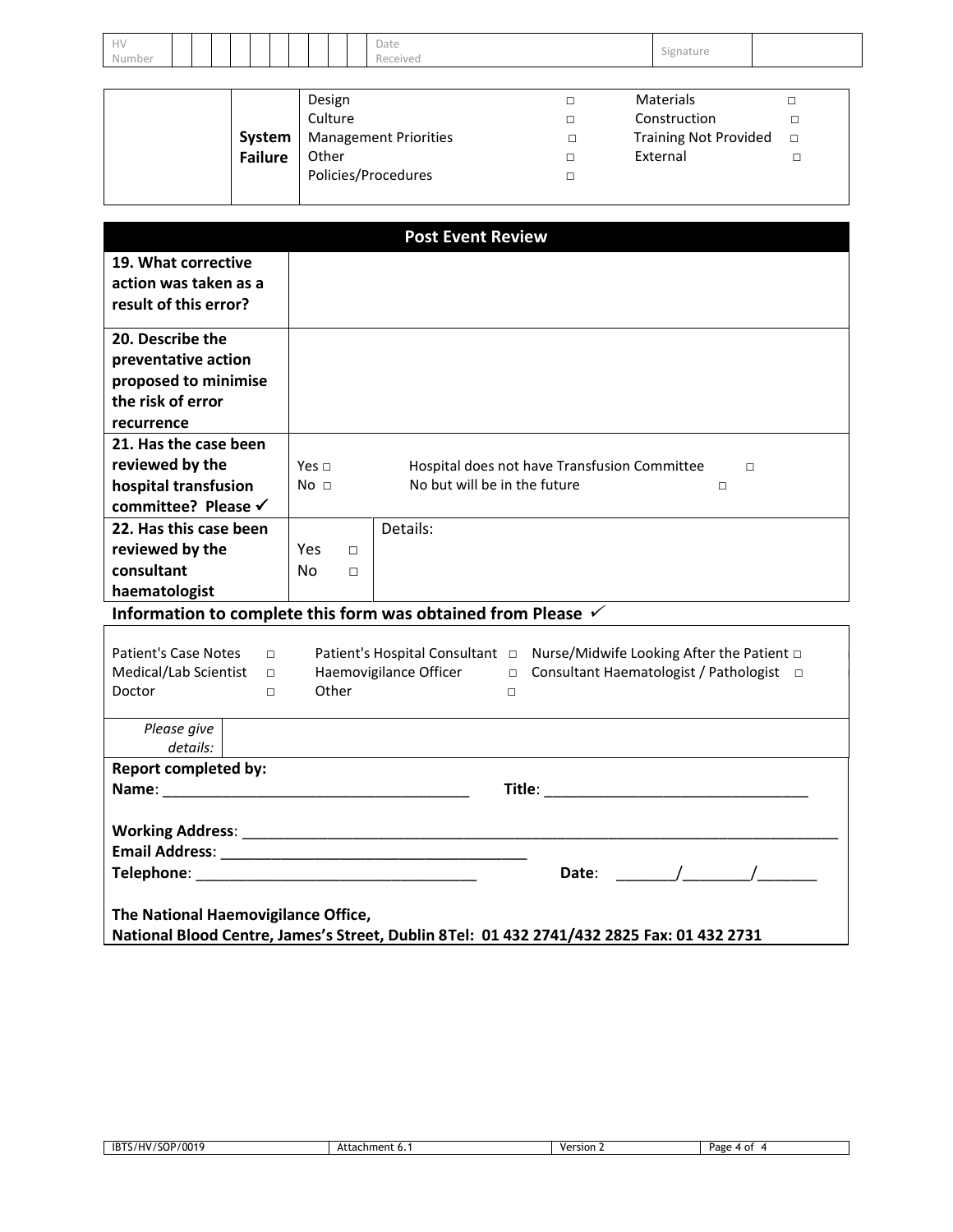| HV Number | | | | | | | | | | Date Received | Signature | |
|---|---|---|---|---|---|---|---|---|---|---|---|---|

| | | | | | |
|---|---|---|---|---|---|
| | **System Failure** | Design | □ | Materials | □ |
| | | Culture | □ | Construction | □ |
| | | Management Priorities | □ | Training Not Provided | □ |
| | | Other | □ | External | □ |
| | | Policies/Procedures | □ | | |

## Post Event Review

| | |
|---|---|
| **19. What corrective action was taken as a result of this error?** | |
| **20. Describe the preventative action proposed to minimise the risk of error recurrence** | |
| **21. Has the case been reviewed by the hospital transfusion committee? Please ✓** | Yes □ Hospital does not have Transfusion Committee □<br>No □ No but will be in the future □ |
| **22. Has this case been reviewed by the consultant haematologist** | Yes □<br>No □<br>Details: |

**Information to complete this form was obtained from Please ✓**

| | | |
|---|---|---|
| Patient's Case Notes □ | Patient's Hospital Consultant □ | Nurse/Midwife Looking After the Patient □ |
| Medical/Lab Scientist □ | Haemovigilance Officer □ | Consultant Haematologist / Pathologist □ |
| Doctor □ | Other □ | |

*Please give details:*

**Report completed by:**

**Name**: ______________________________ **Title**: ______________________________

**Working Address**: ______________________________

**Email Address**: ______________________________

**Telephone**: ______________________________ **Date**: _______/________/_______

**The National Haemovigilance Office,**
**National Blood Centre, James's Street, Dublin 8Tel: 01 432 2741/432 2825 Fax: 01 432 2731**